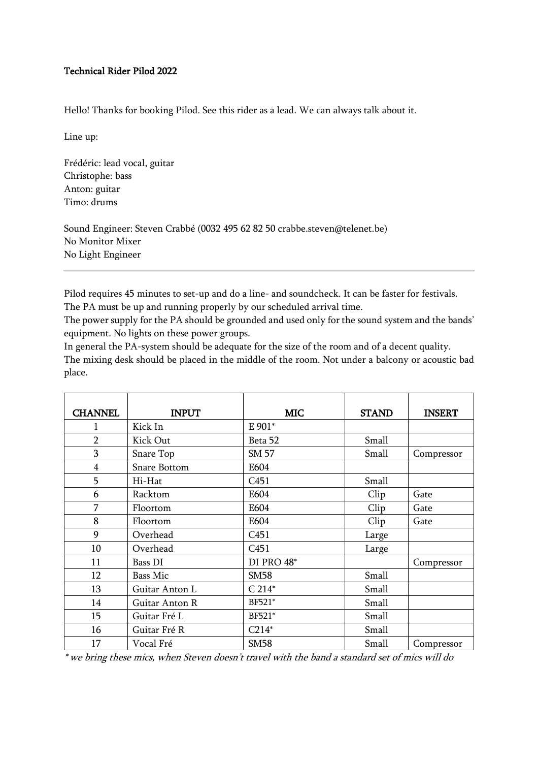# Technical Rider Pilod 2022

Hello! Thanks for booking Pilod. See this rider as a lead. We can always talk about it.

Line up:

Frédéric: lead vocal, guitar
Christophe: bass
Anton: guitar
Timo: drums

Sound Engineer: Steven Crabbé (0032 495 62 82 50 crabbe.steven@telenet.be)
No Monitor Mixer
No Light Engineer

---

Pilod requires 45 minutes to set-up and do a line- and soundcheck. It can be faster for festivals.
The PA must be up and running properly by our scheduled arrival time.
The power supply for the PA should be grounded and used only for the sound system and the bands' equipment. No lights on these power groups.
In general the PA-system should be adequate for the size of the room and of a decent quality.
The mixing desk should be placed in the middle of the room. Not under a balcony or acoustic bad place.

| CHANNEL | INPUT | MIC | STAND | INSERT |
|---|---|---|---|---|
| 1 | Kick In | E 901* | | |
| 2 | Kick Out | Beta 52 | Small | |
| 3 | Snare Top | SM 57 | Small | Compressor |
| 4 | Snare Bottom | E604 | | |
| 5 | Hi-Hat | C451 | Small | |
| 6 | Racktom | E604 | Clip | Gate |
| 7 | Floortom | E604 | Clip | Gate |
| 8 | Floortom | E604 | Clip | Gate |
| 9 | Overhead | C451 | Large | |
| 10 | Overhead | C451 | Large | |
| 11 | Bass DI | DI PRO 48* | | Compressor |
| 12 | Bass Mic | SM58 | Small | |
| 13 | Guitar Anton L | C 214* | Small | |
| 14 | Guitar Anton R | BF521* | Small | |
| 15 | Guitar Fré L | BF521* | Small | |
| 16 | Guitar Fré R | C214* | Small | |
| 17 | Vocal Fré | SM58 | Small | Compressor |

*\* we bring these mics, when Steven doesn't travel with the band a standard set of mics will do*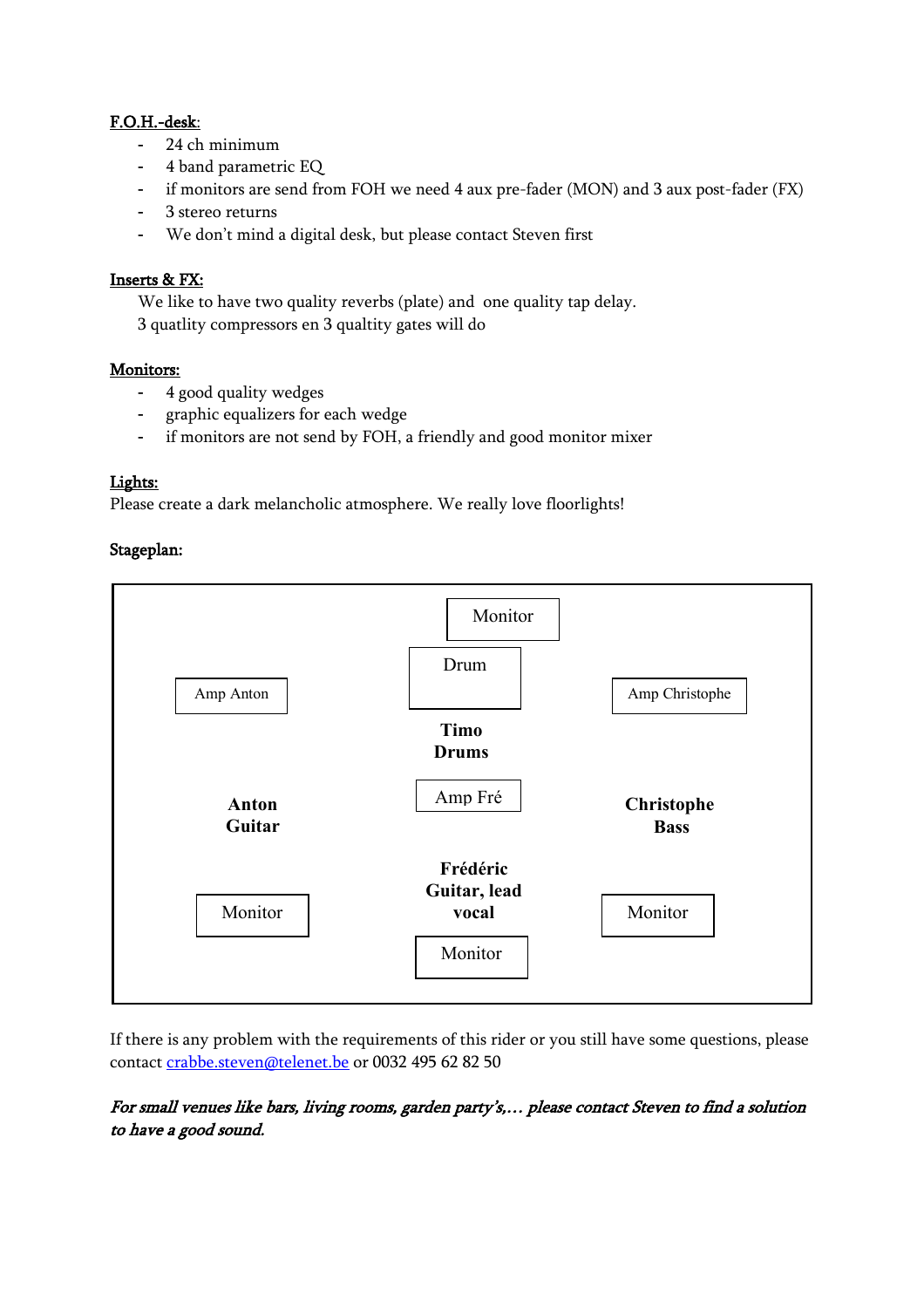**F.O.H.-desk:**

- 24 ch minimum
- 4 band parametric EQ
- if monitors are send from FOH we need 4 aux pre-fader (MON) and 3 aux post-fader (FX)
- 3 stereo returns
- We don't mind a digital desk, but please contact Steven first

**Inserts & FX:**

We like to have two quality reverbs (plate) and one quality tap delay.
3 quatlity compressors en 3 qualtity gates will do

**Monitors:**

- 4 good quality wedges
- graphic equalizers for each wedge
- if monitors are not send by FOH, a friendly and good monitor mixer

**Lights:**

Please create a dark melancholic atmosphere. We really love floorlights!

**Stageplan:**

Monitor

Drum

Amp Anton

Amp Christophe

**Timo Drums**

Amp Fré

**Anton Guitar**

**Christophe Bass**

**Frédéric Guitar, lead vocal**

Monitor

Monitor

Monitor

If there is any problem with the requirements of this rider or you still have some questions, please contact crabbe.steven@telenet.be or 0032 495 62 82 50

***For small venues like bars, living rooms, garden party's,… please contact Steven to find a solution to have a good sound.***